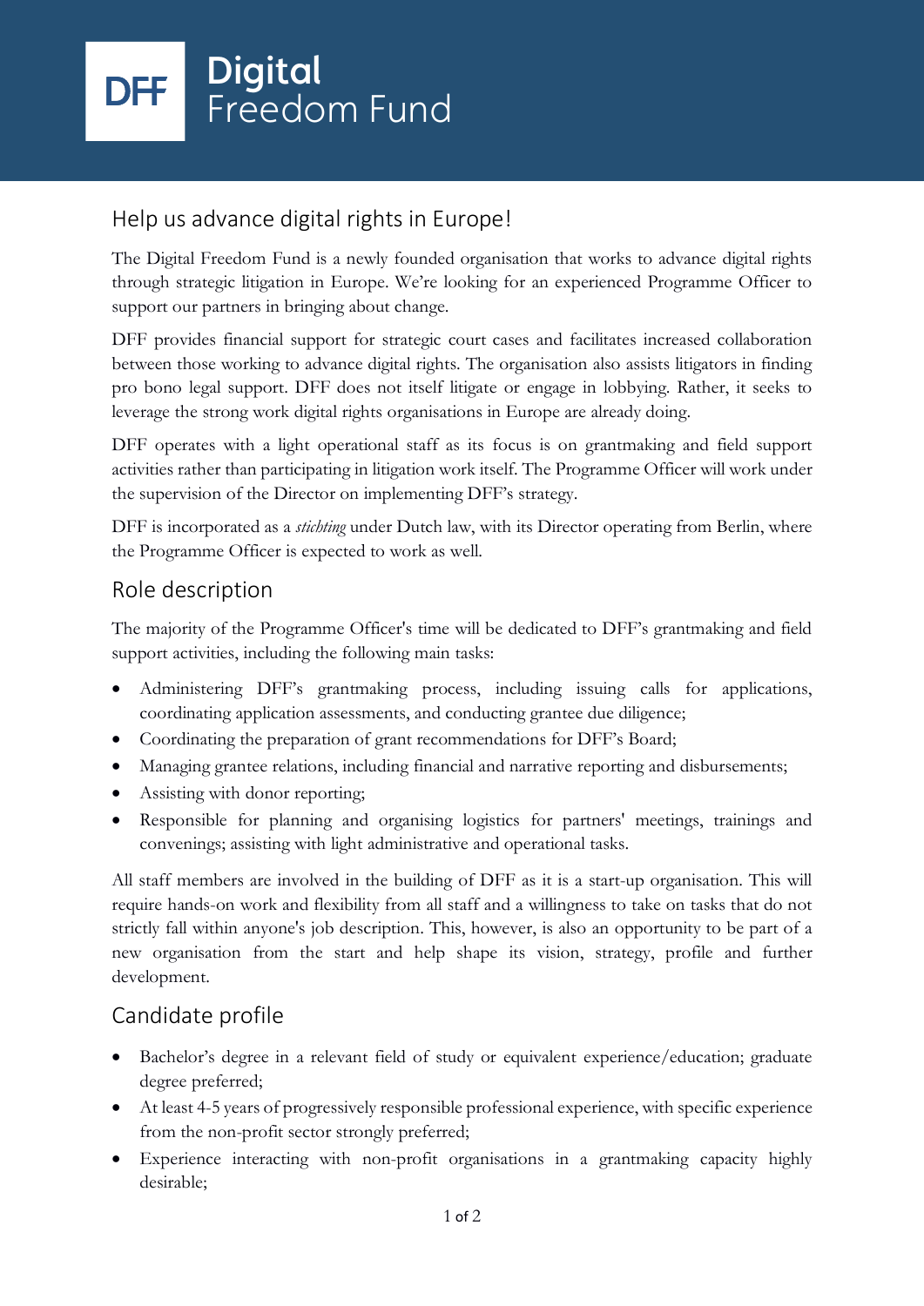# Digital Freedom Fund

## Help us advance digital rights in Europe!

The Digital Freedom Fund is a newly founded organisation that works to advance digital rights through strategic litigation in Europe. We're looking for an experienced Programme Officer to support our partners in bringing about change.

DFF provides financial support for strategic court cases and facilitates increased collaboration between those working to advance digital rights. The organisation also assists litigators in finding pro bono legal support. DFF does not itself litigate or engage in lobbying. Rather, it seeks to leverage the strong work digital rights organisations in Europe are already doing.

DFF operates with a light operational staff as its focus is on grantmaking and field support activities rather than participating in litigation work itself. The Programme Officer will work under the supervision of the Director on implementing DFF's strategy.

DFF is incorporated as a *stichting* under Dutch law, with its Director operating from Berlin, where the Programme Officer is expected to work as well.

## Role description

The majority of the Programme Officer's time will be dedicated to DFF's grantmaking and field support activities, including the following main tasks:

- Administering DFF's grantmaking process, including issuing calls for applications, coordinating application assessments, and conducting grantee due diligence;
- Coordinating the preparation of grant recommendations for DFF's Board;
- Managing grantee relations, including financial and narrative reporting and disbursements;
- Assisting with donor reporting;
- Responsible for planning and organising logistics for partners' meetings, trainings and convenings; assisting with light administrative and operational tasks.

All staff members are involved in the building of DFF as it is a start-up organisation. This will require hands-on work and flexibility from all staff and a willingness to take on tasks that do not strictly fall within anyone's job description. This, however, is also an opportunity to be part of a new organisation from the start and help shape its vision, strategy, profile and further development.

## Candidate profile

- Bachelor's degree in a relevant field of study or equivalent experience/education; graduate degree preferred;
- At least 4-5 years of progressively responsible professional experience, with specific experience from the non-profit sector strongly preferred;
- Experience interacting with non-profit organisations in a grantmaking capacity highly desirable;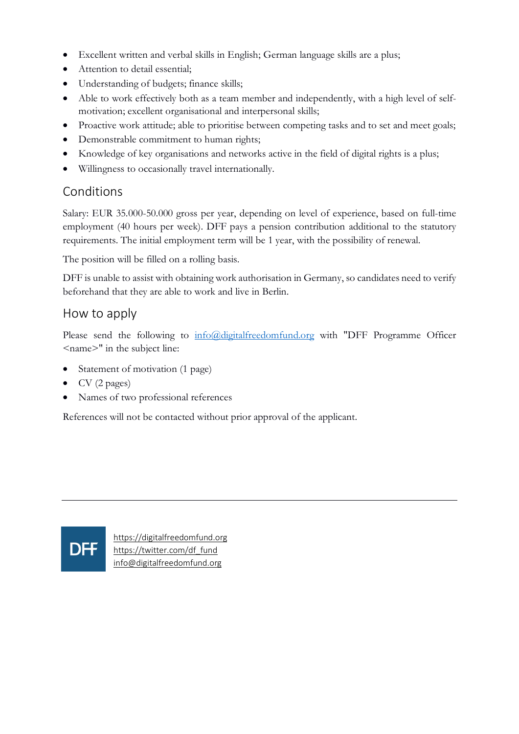- Excellent written and verbal skills in English; German language skills are a plus;
- Attention to detail essential;
- Understanding of budgets; finance skills;
- Able to work effectively both as a team member and independently, with a high level of self-motivation; excellent organisational and interpersonal skills;
- Proactive work attitude; able to prioritise between competing tasks and to set and meet goals;
- Demonstrable commitment to human rights;
- Knowledge of key organisations and networks active in the field of digital rights is a plus;
- Willingness to occasionally travel internationally.

## Conditions

Salary: EUR 35.000-50.000 gross per year, depending on level of experience, based on full-time employment (40 hours per week). DFF pays a pension contribution additional to the statutory requirements. The initial employment term will be 1 year, with the possibility of renewal.

The position will be filled on a rolling basis.

DFF is unable to assist with obtaining work authorisation in Germany, so candidates need to verify beforehand that they are able to work and live in Berlin.

## How to apply

Please send the following to info@digitalfreedomfund.org with "DFF Programme Officer <name>" in the subject line:

- Statement of motivation (1 page)
- CV (2 pages)
- Names of two professional references

References will not be contacted without prior approval of the applicant.

DFF

https://digitalfreedomfund.org
https://twitter.com/df_fund
info@digitalfreedomfund.org